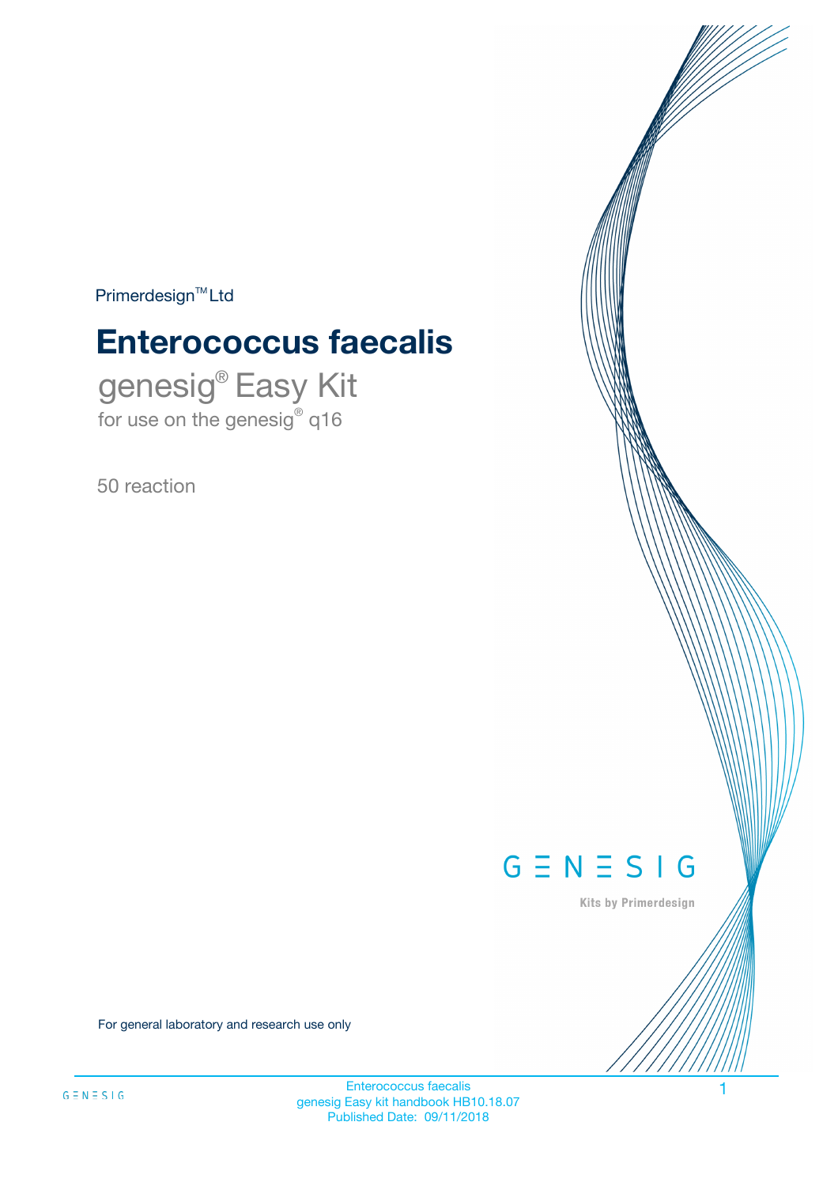Primerdesign™ Ltd

# Enterococcus faecalis

## genesig® Easy Kit

for use on the genesig® q16

50 reaction

GENESIG

Kits by Primerdesign

For general laboratory and research use only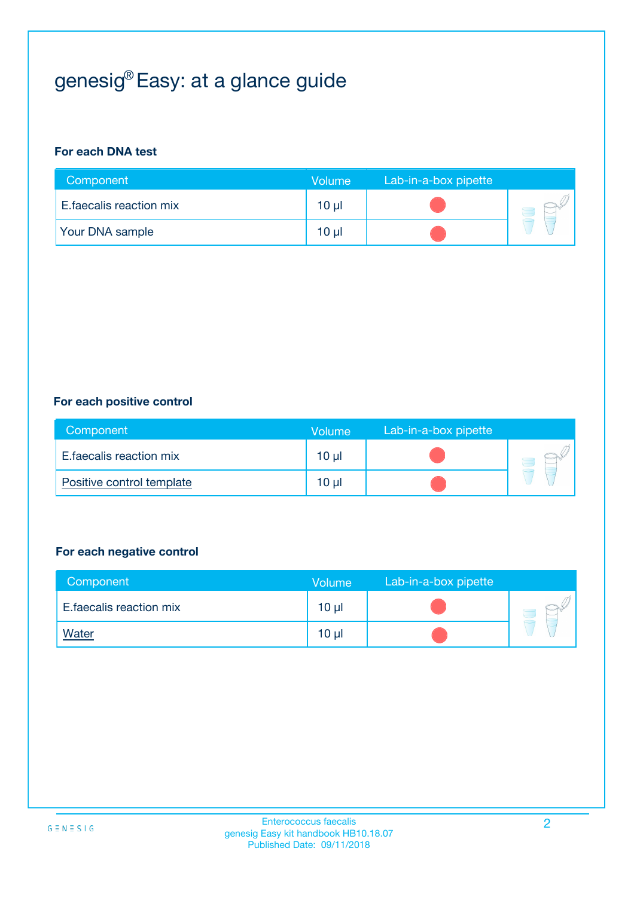# genesig® Easy: at a glance guide

### For each DNA test

| Component | Volume | Lab-in-a-box pipette |
|---|---|---|
| E.faecalis reaction mix | 10 µl | ● |
| Your DNA sample | 10 µl | ● |

### For each positive control

| Component | Volume | Lab-in-a-box pipette |
|---|---|---|
| E.faecalis reaction mix | 10 µl | ● |
| Positive control template | 10 µl | ● |

### For each negative control

| Component | Volume | Lab-in-a-box pipette |
|---|---|---|
| E.faecalis reaction mix | 10 µl | ● |
| Water | 10 µl | ● |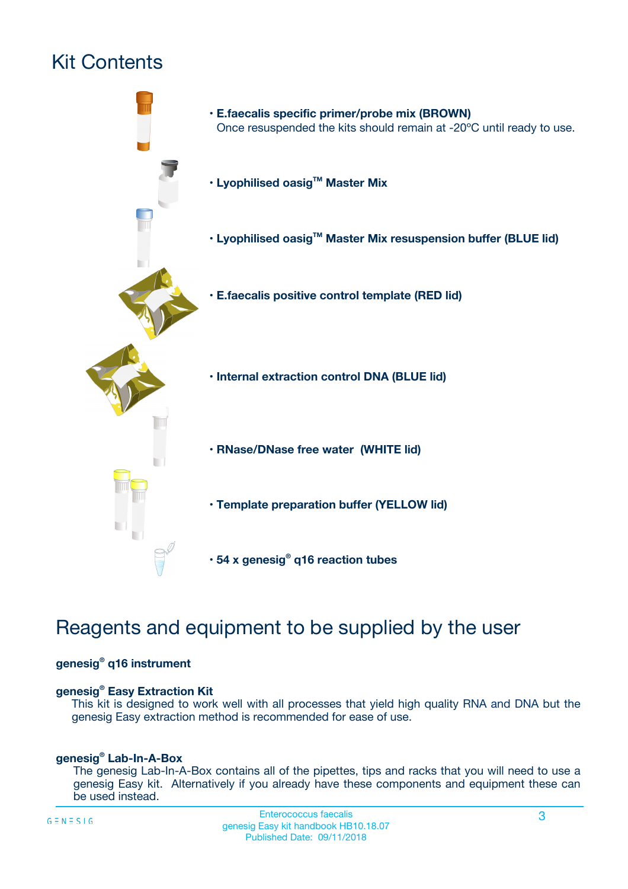# Kit Contents

- **E.faecalis specific primer/probe mix (BROWN)**
  Once resuspended the kits should remain at -20ºC until ready to use.
- **Lyophilised oasig™ Master Mix**
- **Lyophilised oasig™ Master Mix resuspension buffer (BLUE lid)**
- **E.faecalis positive control template (RED lid)**
- **Internal extraction control DNA (BLUE lid)**
- **RNase/DNase free water (WHITE lid)**
- **Template preparation buffer (YELLOW lid)**
- **54 x genesig® q16 reaction tubes**

# Reagents and equipment to be supplied by the user

**genesig® q16 instrument**

**genesig® Easy Extraction Kit**
This kit is designed to work well with all processes that yield high quality RNA and DNA but the genesig Easy extraction method is recommended for ease of use.

**genesig® Lab-In-A-Box**
The genesig Lab-In-A-Box contains all of the pipettes, tips and racks that you will need to use a genesig Easy kit. Alternatively if you already have these components and equipment these can be used instead.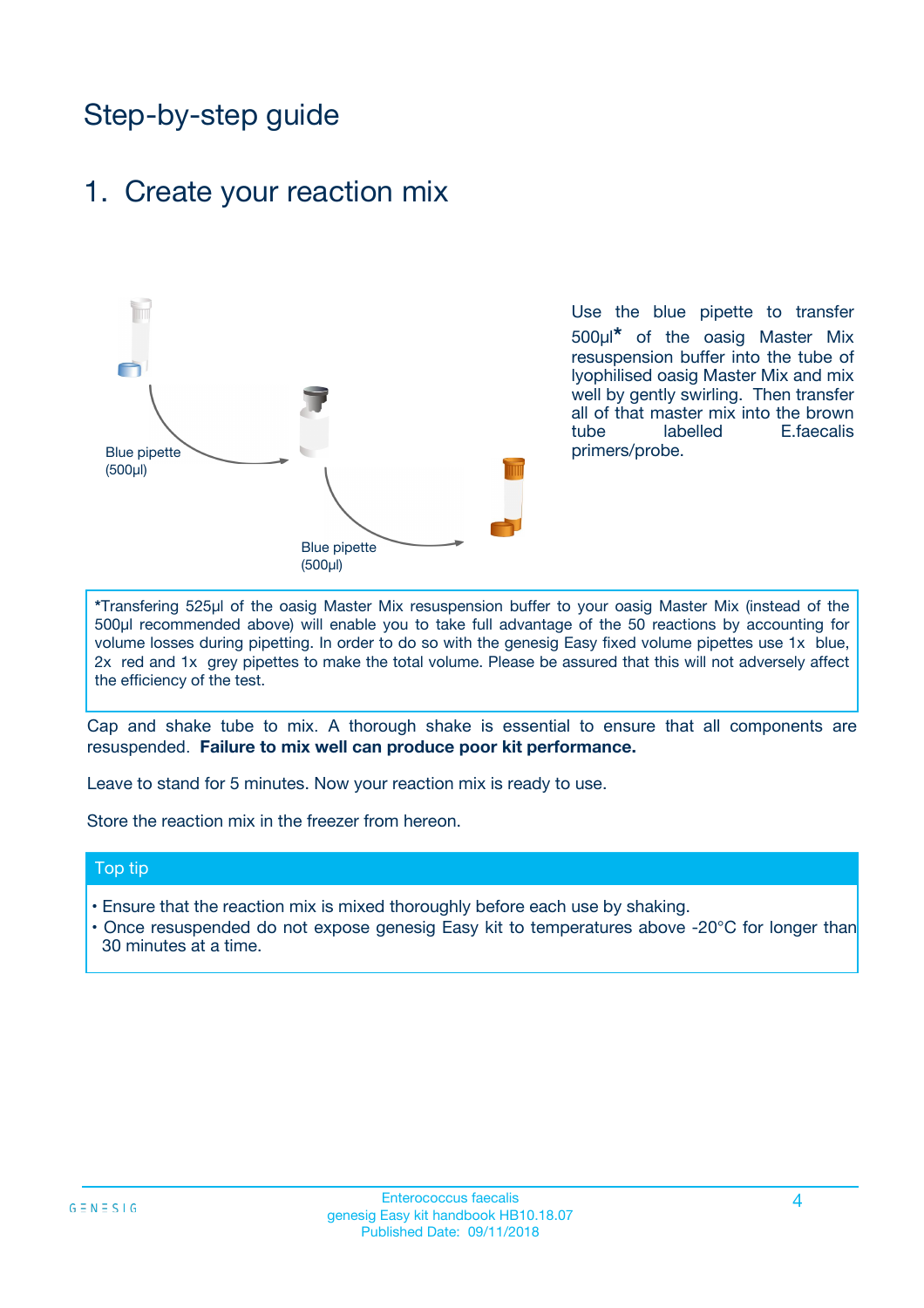# Step-by-step guide

## 1. Create your reaction mix

Blue pipette (500µl)

Blue pipette (500µl)

Use the blue pipette to transfer 500µl* of the oasig Master Mix resuspension buffer into the tube of lyophilised oasig Master Mix and mix well by gently swirling. Then transfer all of that master mix into the brown tube labelled E.faecalis primers/probe.

*Transfering 525µl of the oasig Master Mix resuspension buffer to your oasig Master Mix (instead of the 500µl recommended above) will enable you to take full advantage of the 50 reactions by accounting for volume losses during pipetting. In order to do so with the genesig Easy fixed volume pipettes use 1x blue, 2x red and 1x grey pipettes to make the total volume. Please be assured that this will not adversely affect the efficiency of the test.

Cap and shake tube to mix. A thorough shake is essential to ensure that all components are resuspended. **Failure to mix well can produce poor kit performance.**

Leave to stand for 5 minutes. Now your reaction mix is ready to use.

Store the reaction mix in the freezer from hereon.

### Top tip

- Ensure that the reaction mix is mixed thoroughly before each use by shaking.
- Once resuspended do not expose genesig Easy kit to temperatures above -20°C for longer than 30 minutes at a time.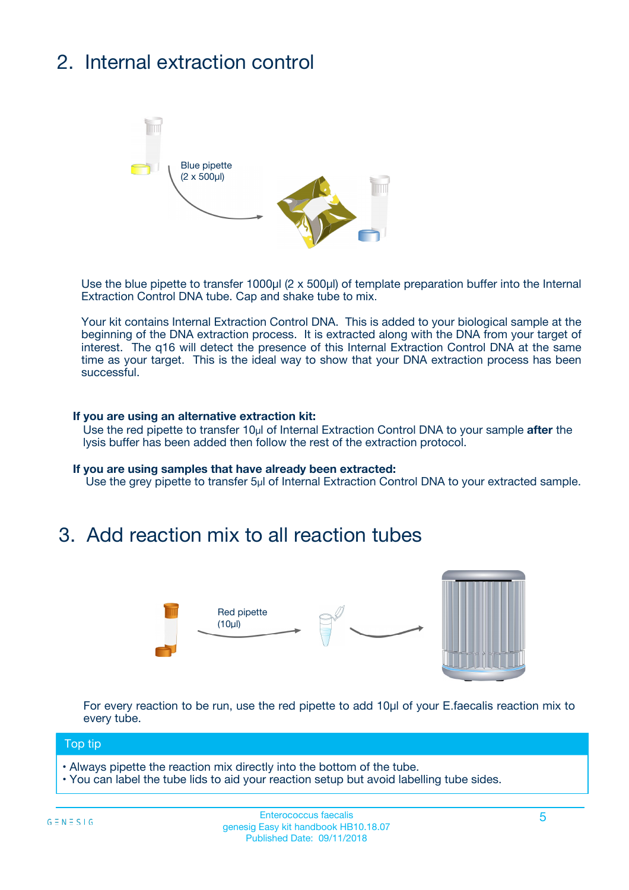## 2. Internal extraction control

Blue pipette
(2 x 500µl)

Use the blue pipette to transfer 1000µl (2 x 500µl) of template preparation buffer into the Internal Extraction Control DNA tube. Cap and shake tube to mix.

Your kit contains Internal Extraction Control DNA. This is added to your biological sample at the beginning of the DNA extraction process. It is extracted along with the DNA from your target of interest. The q16 will detect the presence of this Internal Extraction Control DNA at the same time as your target. This is the ideal way to show that your DNA extraction process has been successful.

**If you are using an alternative extraction kit:**
Use the red pipette to transfer 10µl of Internal Extraction Control DNA to your sample **after** the lysis buffer has been added then follow the rest of the extraction protocol.

**If you are using samples that have already been extracted:**
Use the grey pipette to transfer 5µl of Internal Extraction Control DNA to your extracted sample.

## 3. Add reaction mix to all reaction tubes

Red pipette
(10µl)

For every reaction to be run, use the red pipette to add 10µl of your E.faecalis reaction mix to every tube.

**Top tip**

- Always pipette the reaction mix directly into the bottom of the tube.
- You can label the tube lids to aid your reaction setup but avoid labelling tube sides.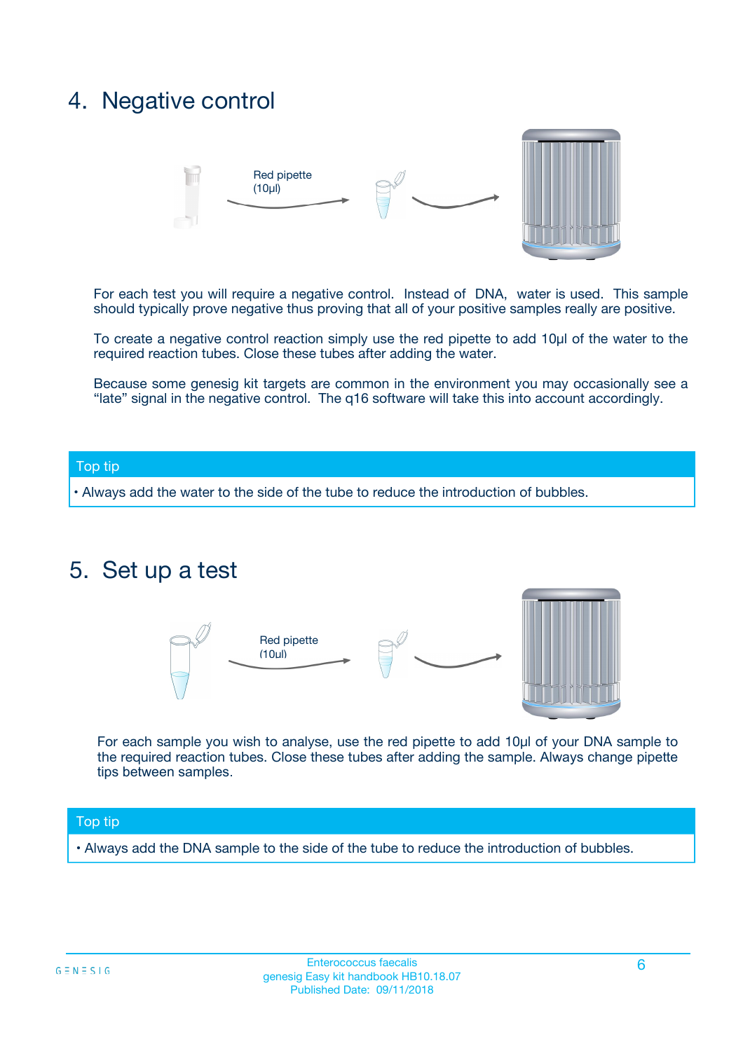## 4. Negative control

Red pipette (10µl)

For each test you will require a negative control. Instead of DNA, water is used. This sample should typically prove negative thus proving that all of your positive samples really are positive.

To create a negative control reaction simply use the red pipette to add 10µl of the water to the required reaction tubes. Close these tubes after adding the water.

Because some genesig kit targets are common in the environment you may occasionally see a "late" signal in the negative control. The q16 software will take this into account accordingly.

**Top tip**

- Always add the water to the side of the tube to reduce the introduction of bubbles.

## 5. Set up a test

Red pipette (10µl)

For each sample you wish to analyse, use the red pipette to add 10µl of your DNA sample to the required reaction tubes. Close these tubes after adding the sample. Always change pipette tips between samples.

**Top tip**

- Always add the DNA sample to the side of the tube to reduce the introduction of bubbles.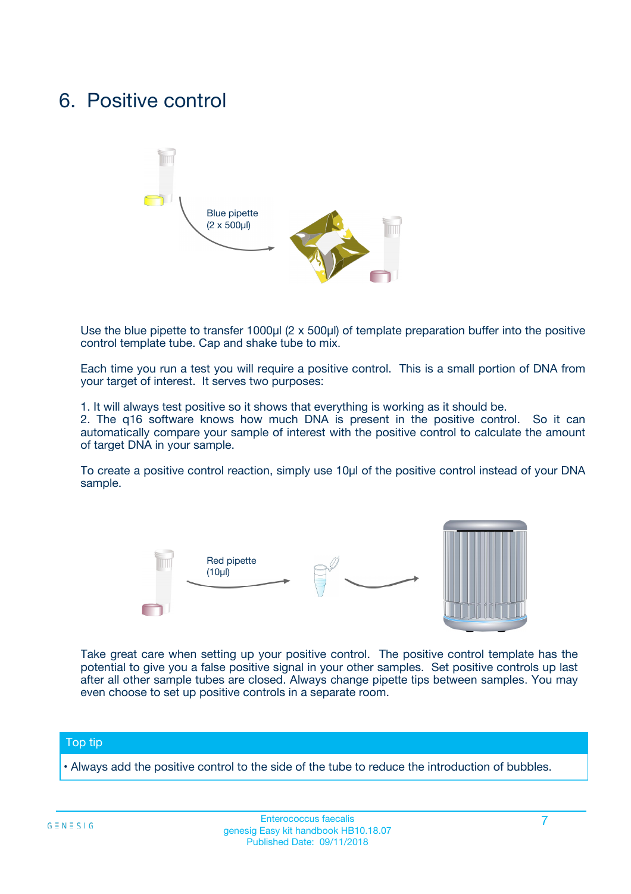# 6. Positive control

Blue pipette
(2 x 500µl)

Use the blue pipette to transfer 1000µl (2 x 500µl) of template preparation buffer into the positive control template tube. Cap and shake tube to mix.

Each time you run a test you will require a positive control. This is a small portion of DNA from your target of interest. It serves two purposes:

1. It will always test positive so it shows that everything is working as it should be.
2. The q16 software knows how much DNA is present in the positive control. So it can automatically compare your sample of interest with the positive control to calculate the amount of target DNA in your sample.

To create a positive control reaction, simply use 10µl of the positive control instead of your DNA sample.

Red pipette
(10µl)

Take great care when setting up your positive control. The positive control template has the potential to give you a false positive signal in your other samples. Set positive controls up last after all other sample tubes are closed. Always change pipette tips between samples. You may even choose to set up positive controls in a separate room.

## Top tip

- Always add the positive control to the side of the tube to reduce the introduction of bubbles.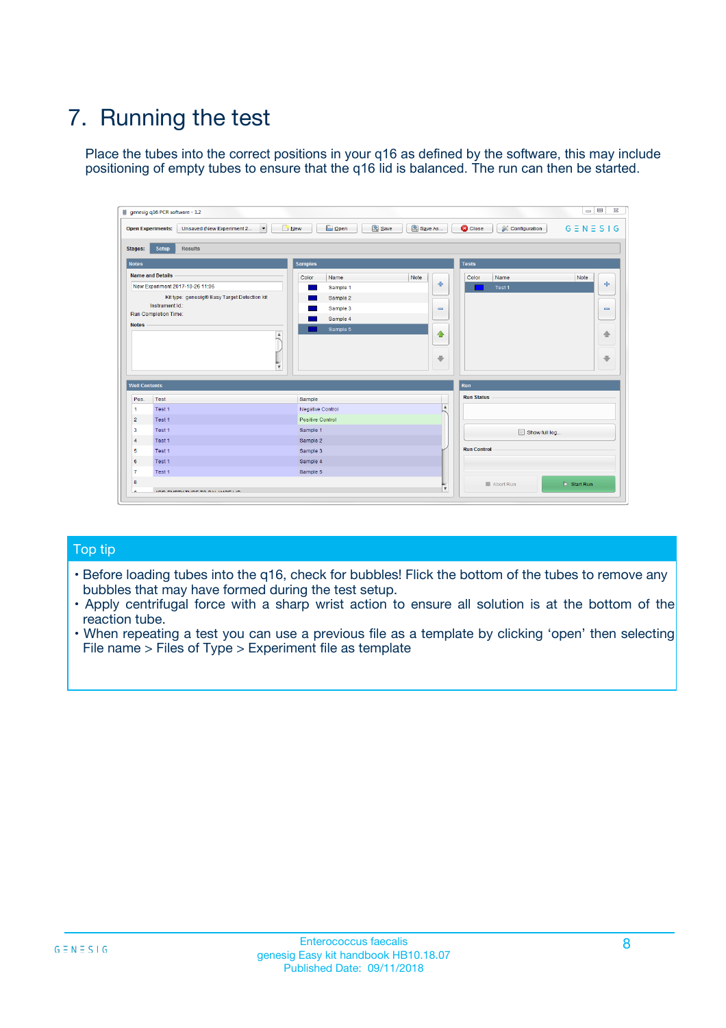# 7. Running the test

Place the tubes into the correct positions in your q16 as defined by the software, this may include positioning of empty tubes to ensure that the q16 lid is balanced. The run can then be started.

## Top tip

- Before loading tubes into the q16, check for bubbles! Flick the bottom of the tubes to remove any bubbles that may have formed during the test setup.
- Apply centrifugal force with a sharp wrist action to ensure all solution is at the bottom of the reaction tube.
- When repeating a test you can use a previous file as a template by clicking 'open' then selecting File name > Files of Type > Experiment file as template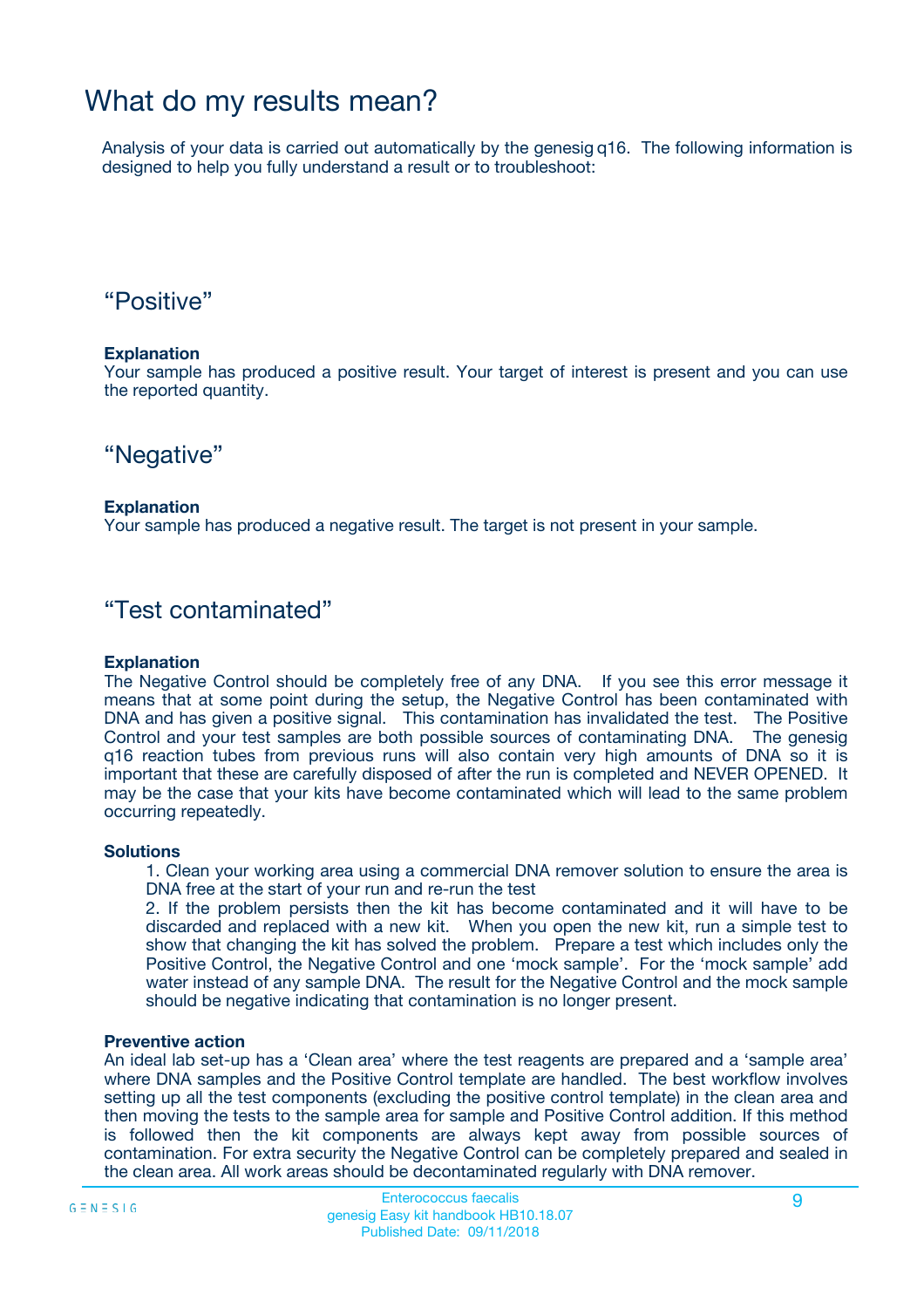# What do my results mean?

Analysis of your data is carried out automatically by the genesig q16. The following information is designed to help you fully understand a result or to troubleshoot:

## “Positive”

**Explanation**
Your sample has produced a positive result. Your target of interest is present and you can use the reported quantity.

## “Negative”

**Explanation**
Your sample has produced a negative result. The target is not present in your sample.

## “Test contaminated”

**Explanation**
The Negative Control should be completely free of any DNA. If you see this error message it means that at some point during the setup, the Negative Control has been contaminated with DNA and has given a positive signal. This contamination has invalidated the test. The Positive Control and your test samples are both possible sources of contaminating DNA. The genesig q16 reaction tubes from previous runs will also contain very high amounts of DNA so it is important that these are carefully disposed of after the run is completed and NEVER OPENED. It may be the case that your kits have become contaminated which will lead to the same problem occurring repeatedly.

**Solutions**

1. Clean your working area using a commercial DNA remover solution to ensure the area is DNA free at the start of your run and re-run the test
2. If the problem persists then the kit has become contaminated and it will have to be discarded and replaced with a new kit. When you open the new kit, run a simple test to show that changing the kit has solved the problem. Prepare a test which includes only the Positive Control, the Negative Control and one ‘mock sample’. For the ‘mock sample’ add water instead of any sample DNA. The result for the Negative Control and the mock sample should be negative indicating that contamination is no longer present.

**Preventive action**
An ideal lab set-up has a ‘Clean area’ where the test reagents are prepared and a ‘sample area’ where DNA samples and the Positive Control template are handled. The best workflow involves setting up all the test components (excluding the positive control template) in the clean area and then moving the tests to the sample area for sample and Positive Control addition. If this method is followed then the kit components are always kept away from possible sources of contamination. For extra security the Negative Control can be completely prepared and sealed in the clean area. All work areas should be decontaminated regularly with DNA remover.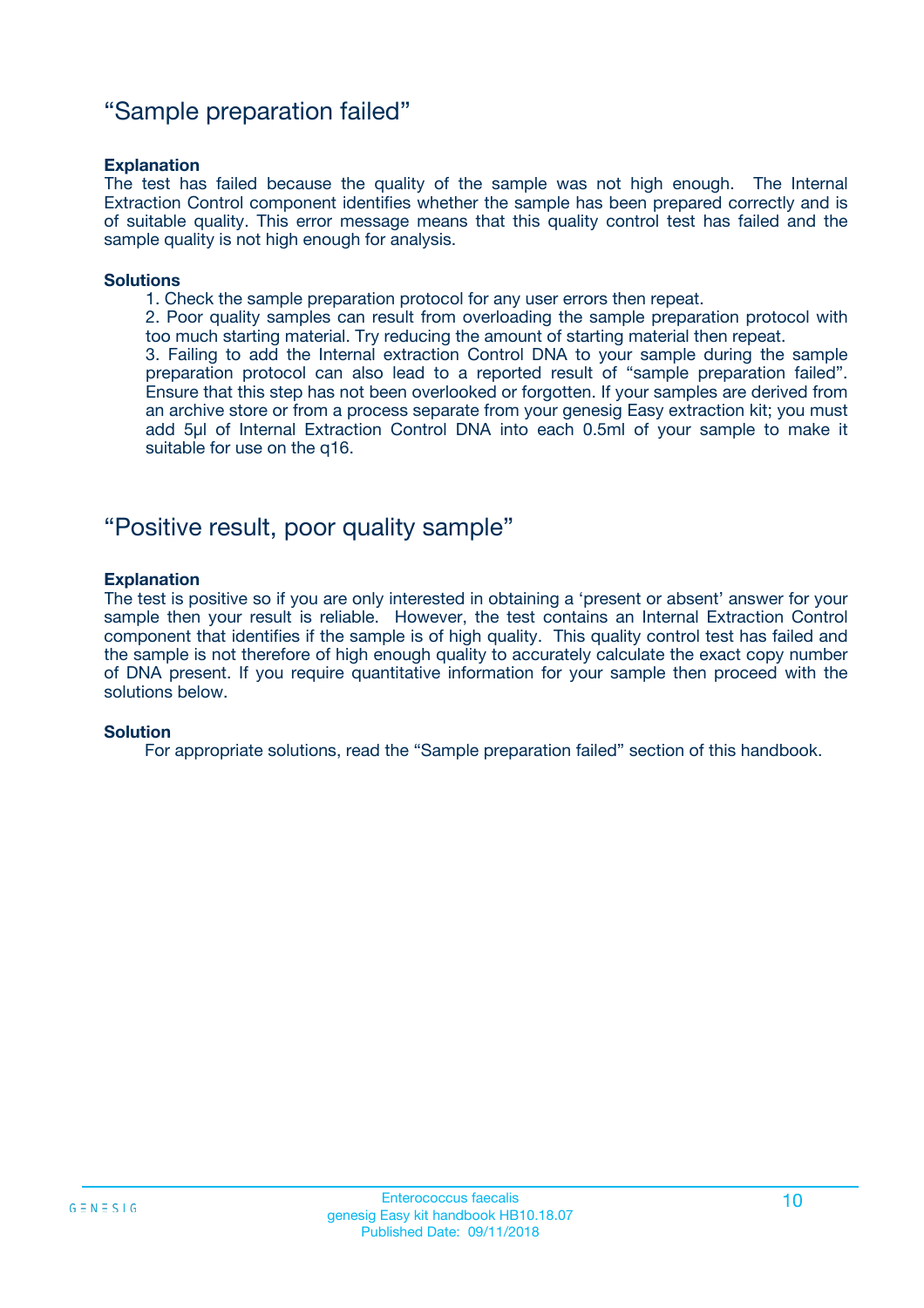## "Sample preparation failed"

**Explanation**

The test has failed because the quality of the sample was not high enough. The Internal Extraction Control component identifies whether the sample has been prepared correctly and is of suitable quality. This error message means that this quality control test has failed and the sample quality is not high enough for analysis.

**Solutions**

1. Check the sample preparation protocol for any user errors then repeat.
2. Poor quality samples can result from overloading the sample preparation protocol with too much starting material. Try reducing the amount of starting material then repeat.
3. Failing to add the Internal extraction Control DNA to your sample during the sample preparation protocol can also lead to a reported result of "sample preparation failed". Ensure that this step has not been overlooked or forgotten. If your samples are derived from an archive store or from a process separate from your genesig Easy extraction kit; you must add 5µl of Internal Extraction Control DNA into each 0.5ml of your sample to make it suitable for use on the q16.

## "Positive result, poor quality sample"

**Explanation**

The test is positive so if you are only interested in obtaining a 'present or absent' answer for your sample then your result is reliable. However, the test contains an Internal Extraction Control component that identifies if the sample is of high quality. This quality control test has failed and the sample is not therefore of high enough quality to accurately calculate the exact copy number of DNA present. If you require quantitative information for your sample then proceed with the solutions below.

**Solution**

For appropriate solutions, read the "Sample preparation failed" section of this handbook.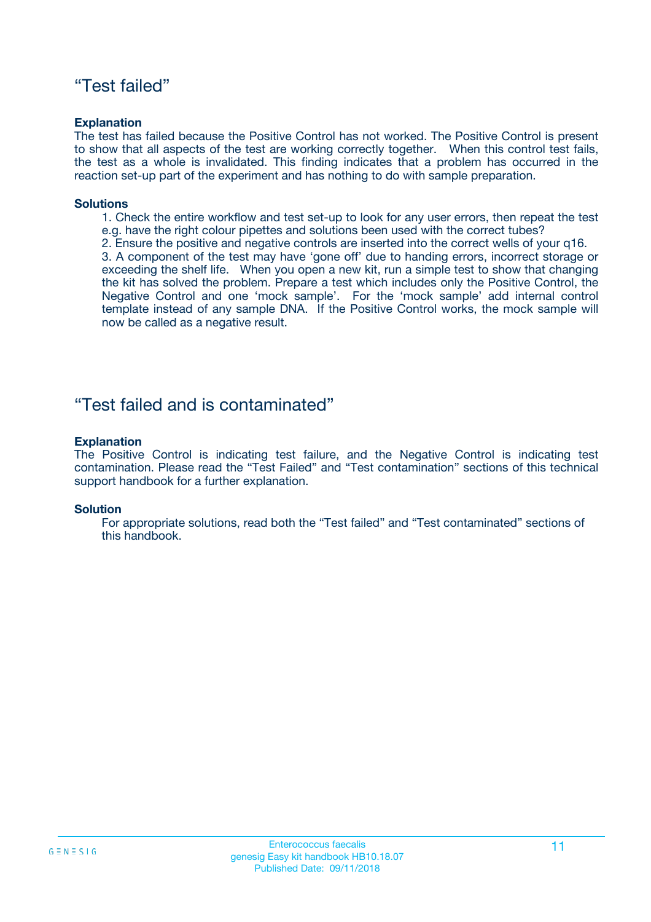## “Test failed”

**Explanation**

The test has failed because the Positive Control has not worked. The Positive Control is present to show that all aspects of the test are working correctly together. When this control test fails, the test as a whole is invalidated. This finding indicates that a problem has occurred in the reaction set-up part of the experiment and has nothing to do with sample preparation.

**Solutions**

1. Check the entire workflow and test set-up to look for any user errors, then repeat the test e.g. have the right colour pipettes and solutions been used with the correct tubes?
2. Ensure the positive and negative controls are inserted into the correct wells of your q16.
3. A component of the test may have ‘gone off’ due to handing errors, incorrect storage or exceeding the shelf life. When you open a new kit, run a simple test to show that changing the kit has solved the problem. Prepare a test which includes only the Positive Control, the Negative Control and one ‘mock sample’. For the ‘mock sample’ add internal control template instead of any sample DNA. If the Positive Control works, the mock sample will now be called as a negative result.

## “Test failed and is contaminated”

**Explanation**

The Positive Control is indicating test failure, and the Negative Control is indicating test contamination. Please read the “Test Failed” and “Test contamination” sections of this technical support handbook for a further explanation.

**Solution**

For appropriate solutions, read both the “Test failed” and “Test contaminated” sections of this handbook.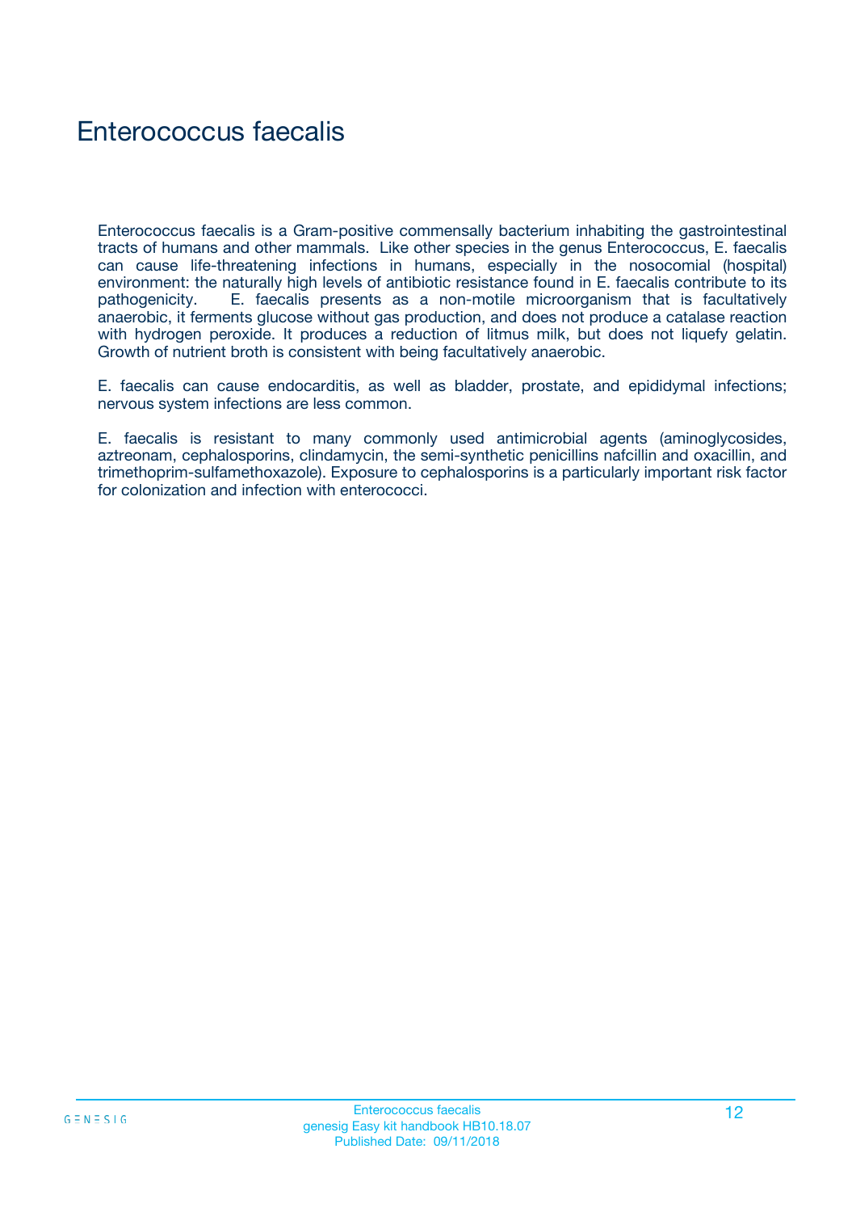# Enterococcus faecalis

Enterococcus faecalis is a Gram-positive commensally bacterium inhabiting the gastrointestinal tracts of humans and other mammals. Like other species in the genus Enterococcus, E. faecalis can cause life-threatening infections in humans, especially in the nosocomial (hospital) environment: the naturally high levels of antibiotic resistance found in E. faecalis contribute to its pathogenicity. E. faecalis presents as a non-motile microorganism that is facultatively anaerobic, it ferments glucose without gas production, and does not produce a catalase reaction with hydrogen peroxide. It produces a reduction of litmus milk, but does not liquefy gelatin. Growth of nutrient broth is consistent with being facultatively anaerobic.

E. faecalis can cause endocarditis, as well as bladder, prostate, and epididymal infections; nervous system infections are less common.

E. faecalis is resistant to many commonly used antimicrobial agents (aminoglycosides, aztreonam, cephalosporins, clindamycin, the semi-synthetic penicillins nafcillin and oxacillin, and trimethoprim-sulfamethoxazole). Exposure to cephalosporins is a particularly important risk factor for colonization and infection with enterococci.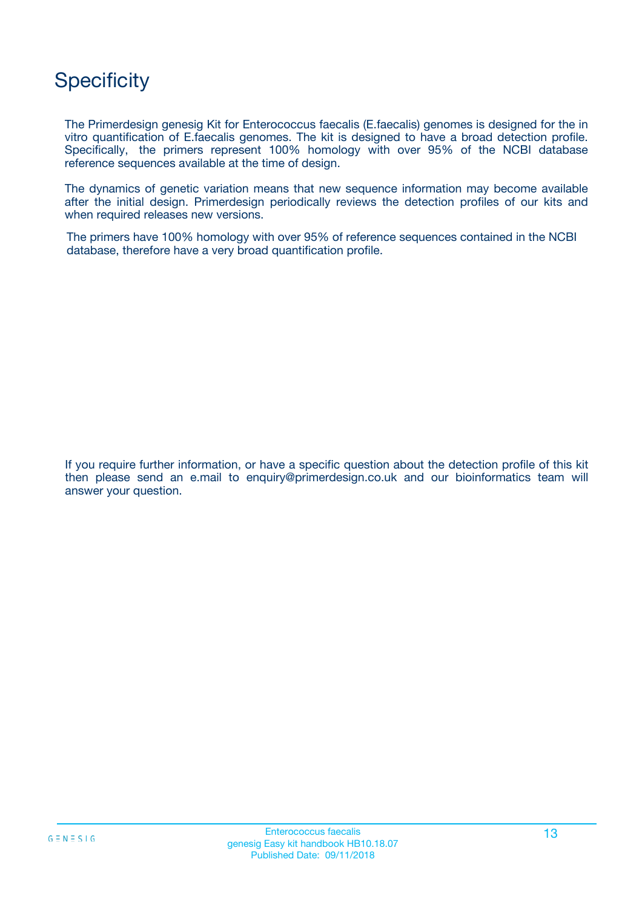# Specificity

The Primerdesign genesig Kit for Enterococcus faecalis (E.faecalis) genomes is designed for the in vitro quantification of E.faecalis genomes. The kit is designed to have a broad detection profile. Specifically, the primers represent 100% homology with over 95% of the NCBI database reference sequences available at the time of design.

The dynamics of genetic variation means that new sequence information may become available after the initial design. Primerdesign periodically reviews the detection profiles of our kits and when required releases new versions.

The primers have 100% homology with over 95% of reference sequences contained in the NCBI database, therefore have a very broad quantification profile.

If you require further information, or have a specific question about the detection profile of this kit then please send an e.mail to enquiry@primerdesign.co.uk and our bioinformatics team will answer your question.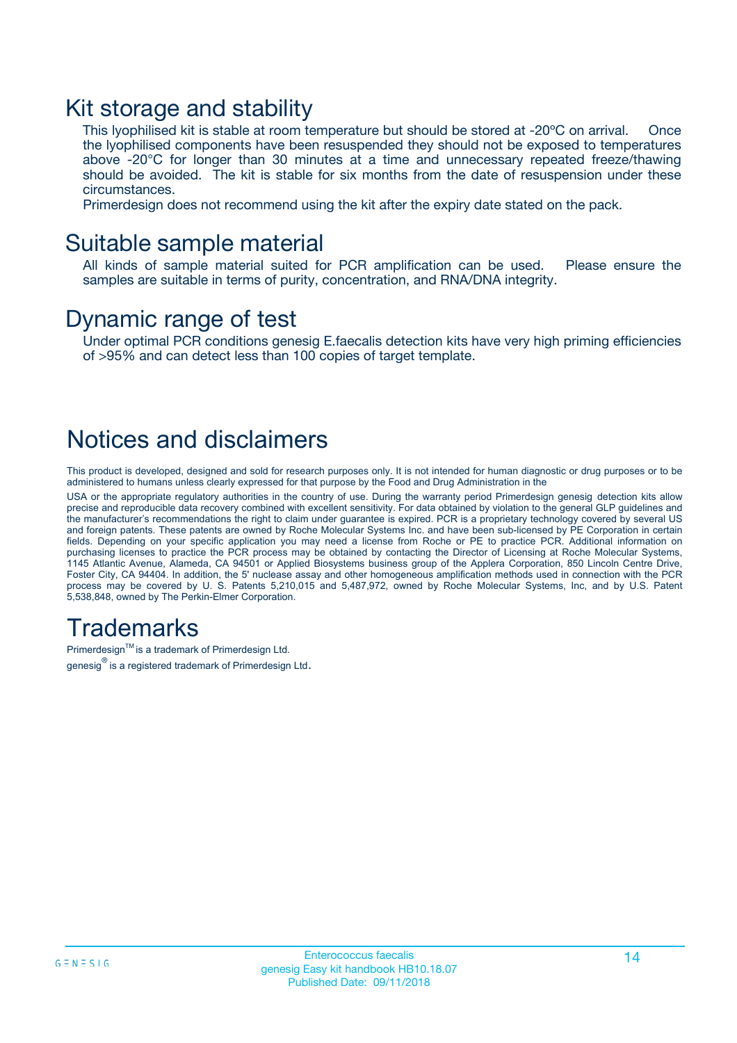## Kit storage and stability

This lyophilised kit is stable at room temperature but should be stored at -20ºC on arrival. Once the lyophilised components have been resuspended they should not be exposed to temperatures above -20°C for longer than 30 minutes at a time and unnecessary repeated freeze/thawing should be avoided. The kit is stable for six months from the date of resuspension under these circumstances.

Primerdesign does not recommend using the kit after the expiry date stated on the pack.

## Suitable sample material

All kinds of sample material suited for PCR amplification can be used. Please ensure the samples are suitable in terms of purity, concentration, and RNA/DNA integrity.

## Dynamic range of test

Under optimal PCR conditions genesig E.faecalis detection kits have very high priming efficiencies of >95% and can detect less than 100 copies of target template.

# Notices and disclaimers

This product is developed, designed and sold for research purposes only. It is not intended for human diagnostic or drug purposes or to be administered to humans unless clearly expressed for that purpose by the Food and Drug Administration in the

USA or the appropriate regulatory authorities in the country of use. During the warranty period Primerdesign genesig detection kits allow precise and reproducible data recovery combined with excellent sensitivity. For data obtained by violation to the general GLP guidelines and the manufacturer's recommendations the right to claim under guarantee is expired. PCR is a proprietary technology covered by several US and foreign patents. These patents are owned by Roche Molecular Systems Inc. and have been sub-licensed by PE Corporation in certain fields. Depending on your specific application you may need a license from Roche or PE to practice PCR. Additional information on purchasing licenses to practice the PCR process may be obtained by contacting the Director of Licensing at Roche Molecular Systems, 1145 Atlantic Avenue, Alameda, CA 94501 or Applied Biosystems business group of the Applera Corporation, 850 Lincoln Centre Drive, Foster City, CA 94404. In addition, the 5' nuclease assay and other homogeneous amplification methods used in connection with the PCR process may be covered by U. S. Patents 5,210,015 and 5,487,972, owned by Roche Molecular Systems, Inc, and by U.S. Patent 5,538,848, owned by The Perkin-Elmer Corporation.

# Trademarks

Primerdesign™ is a trademark of Primerdesign Ltd.

genesig® is a registered trademark of Primerdesign Ltd.